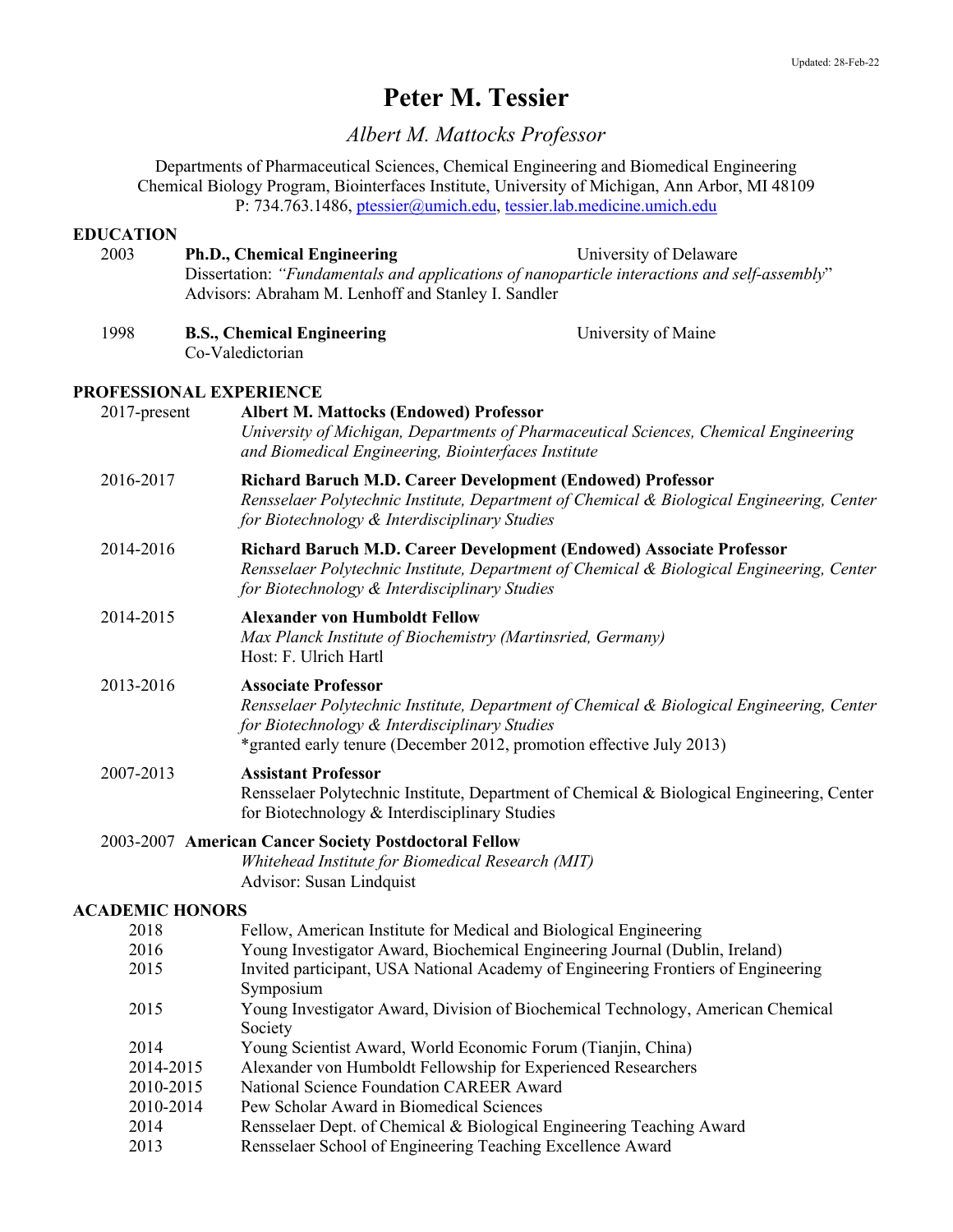Updated: 28-Feb-22

# Peter M. Tessier

*Albert M. Mattocks Professor*

Departments of Pharmaceutical Sciences, Chemical Engineering and Biomedical Engineering
Chemical Biology Program, Biointerfaces Institute, University of Michigan, Ann Arbor, MI 48109
P: 734.763.1486, ptessier@umich.edu, tessier.lab.medicine.umich.edu

## EDUCATION

2003 **Ph.D., Chemical Engineering** — University of Delaware
Dissertation: *"Fundamentals and applications of nanoparticle interactions and self-assembly"*
Advisors: Abraham M. Lenhoff and Stanley I. Sandler

1998 **B.S., Chemical Engineering** — University of Maine
Co-Valedictorian

## PROFESSIONAL EXPERIENCE

2017-present **Albert M. Mattocks (Endowed) Professor**
*University of Michigan, Departments of Pharmaceutical Sciences, Chemical Engineering and Biomedical Engineering, Biointerfaces Institute*

2016-2017 **Richard Baruch M.D. Career Development (Endowed) Professor**
*Rensselaer Polytechnic Institute, Department of Chemical & Biological Engineering, Center for Biotechnology & Interdisciplinary Studies*

2014-2016 **Richard Baruch M.D. Career Development (Endowed) Associate Professor**
*Rensselaer Polytechnic Institute, Department of Chemical & Biological Engineering, Center for Biotechnology & Interdisciplinary Studies*

2014-2015 **Alexander von Humboldt Fellow**
*Max Planck Institute of Biochemistry (Martinsried, Germany)*
Host: F. Ulrich Hartl

2013-2016 **Associate Professor**
*Rensselaer Polytechnic Institute, Department of Chemical & Biological Engineering, Center for Biotechnology & Interdisciplinary Studies*
*granted early tenure (December 2012, promotion effective July 2013)

2007-2013 **Assistant Professor**
Rensselaer Polytechnic Institute, Department of Chemical & Biological Engineering, Center for Biotechnology & Interdisciplinary Studies

2003-2007 **American Cancer Society Postdoctoral Fellow**
*Whitehead Institute for Biomedical Research (MIT)*
Advisor: Susan Lindquist

## ACADEMIC HONORS

| | |
|---|---|
| 2018 | Fellow, American Institute for Medical and Biological Engineering |
| 2016 | Young Investigator Award, Biochemical Engineering Journal (Dublin, Ireland) |
| 2015 | Invited participant, USA National Academy of Engineering Frontiers of Engineering Symposium |
| 2015 | Young Investigator Award, Division of Biochemical Technology, American Chemical Society |
| 2014 | Young Scientist Award, World Economic Forum (Tianjin, China) |
| 2014-2015 | Alexander von Humboldt Fellowship for Experienced Researchers |
| 2010-2015 | National Science Foundation CAREER Award |
| 2010-2014 | Pew Scholar Award in Biomedical Sciences |
| 2014 | Rensselaer Dept. of Chemical & Biological Engineering Teaching Award |
| 2013 | Rensselaer School of Engineering Teaching Excellence Award |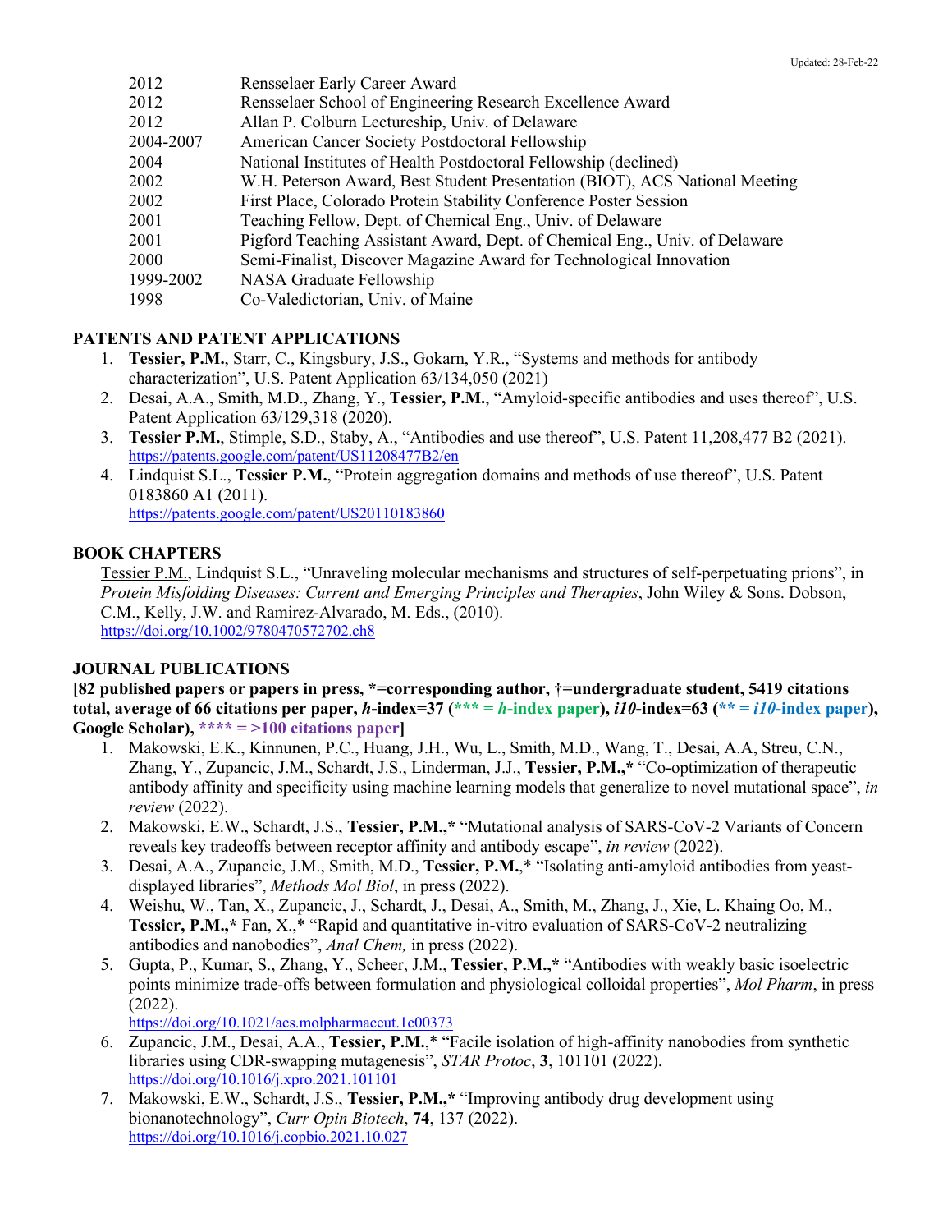| | |
|---|---|
| 2012 | Rensselaer Early Career Award |
| 2012 | Rensselaer School of Engineering Research Excellence Award |
| 2012 | Allan P. Colburn Lectureship, Univ. of Delaware |
| 2004-2007 | American Cancer Society Postdoctoral Fellowship |
| 2004 | National Institutes of Health Postdoctoral Fellowship (declined) |
| 2002 | W.H. Peterson Award, Best Student Presentation (BIOT), ACS National Meeting |
| 2002 | First Place, Colorado Protein Stability Conference Poster Session |
| 2001 | Teaching Fellow, Dept. of Chemical Eng., Univ. of Delaware |
| 2001 | Pigford Teaching Assistant Award, Dept. of Chemical Eng., Univ. of Delaware |
| 2000 | Semi-Finalist, Discover Magazine Award for Technological Innovation |
| 1999-2002 | NASA Graduate Fellowship |
| 1998 | Co-Valedictorian, Univ. of Maine |

## PATENTS AND PATENT APPLICATIONS

1. **Tessier, P.M.**, Starr, C., Kingsbury, J.S., Gokarn, Y.R., "Systems and methods for antibody characterization", U.S. Patent Application 63/134,050 (2021)
2. Desai, A.A., Smith, M.D., Zhang, Y., **Tessier, P.M.**, "Amyloid-specific antibodies and uses thereof", U.S. Patent Application 63/129,318 (2020).
3. **Tessier P.M.**, Stimple, S.D., Staby, A., "Antibodies and use thereof", U.S. Patent 11,208,477 B2 (2021). https://patents.google.com/patent/US11208477B2/en
4. Lindquist S.L., **Tessier P.M.**, "Protein aggregation domains and methods of use thereof", U.S. Patent 0183860 A1 (2011). https://patents.google.com/patent/US20110183860

## BOOK CHAPTERS

Tessier P.M., Lindquist S.L., "Unraveling molecular mechanisms and structures of self-perpetuating prions", in *Protein Misfolding Diseases: Current and Emerging Principles and Therapies*, John Wiley & Sons. Dobson, C.M., Kelly, J.W. and Ramirez-Alvarado, M. Eds., (2010). https://doi.org/10.1002/9780470572702.ch8

## JOURNAL PUBLICATIONS

**[82 published papers or papers in press, \*=corresponding author, †=undergraduate student, 5419 citations total, average of 66 citations per paper, *h*-index=37 (\*\*\* = *h*-index paper), *i10*-index=63 (\*\* = *i10*-index paper), Google Scholar), \*\*\*\* = >100 citations paper]**

1. Makowski, E.K., Kinnunen, P.C., Huang, J.H., Wu, L., Smith, M.D., Wang, T., Desai, A.A, Streu, C.N., Zhang, Y., Zupancic, J.M., Schardt, J.S., Linderman, J.J., **Tessier, P.M.,\*** "Co-optimization of therapeutic antibody affinity and specificity using machine learning models that generalize to novel mutational space", *in review* (2022).
2. Makowski, E.W., Schardt, J.S., **Tessier, P.M.,\*** "Mutational analysis of SARS-CoV-2 Variants of Concern reveals key tradeoffs between receptor affinity and antibody escape", *in review* (2022).
3. Desai, A.A., Zupancic, J.M., Smith, M.D., **Tessier, P.M.**,\* "Isolating anti-amyloid antibodies from yeast-displayed libraries", *Methods Mol Biol*, in press (2022).
4. Weishu, W., Tan, X., Zupancic, J., Schardt, J., Desai, A., Smith, M., Zhang, J., Xie, L. Khaing Oo, M., **Tessier, P.M.,\*** Fan, X.,\* "Rapid and quantitative in-vitro evaluation of SARS-CoV-2 neutralizing antibodies and nanobodies", *Anal Chem,* in press (2022).
5. Gupta, P., Kumar, S., Zhang, Y., Scheer, J.M., **Tessier, P.M.,\*** "Antibodies with weakly basic isoelectric points minimize trade-offs between formulation and physiological colloidal properties", *Mol Pharm*, in press (2022). https://doi.org/10.1021/acs.molpharmaceut.1c00373
6. Zupancic, J.M., Desai, A.A., **Tessier, P.M.**,\* "Facile isolation of high-affinity nanobodies from synthetic libraries using CDR-swapping mutagenesis", *STAR Protoc*, **3**, 101101 (2022). https://doi.org/10.1016/j.xpro.2021.101101
7. Makowski, E.W., Schardt, J.S., **Tessier, P.M.,\*** "Improving antibody drug development using bionanotechnology", *Curr Opin Biotech*, **74**, 137 (2022). https://doi.org/10.1016/j.copbio.2021.10.027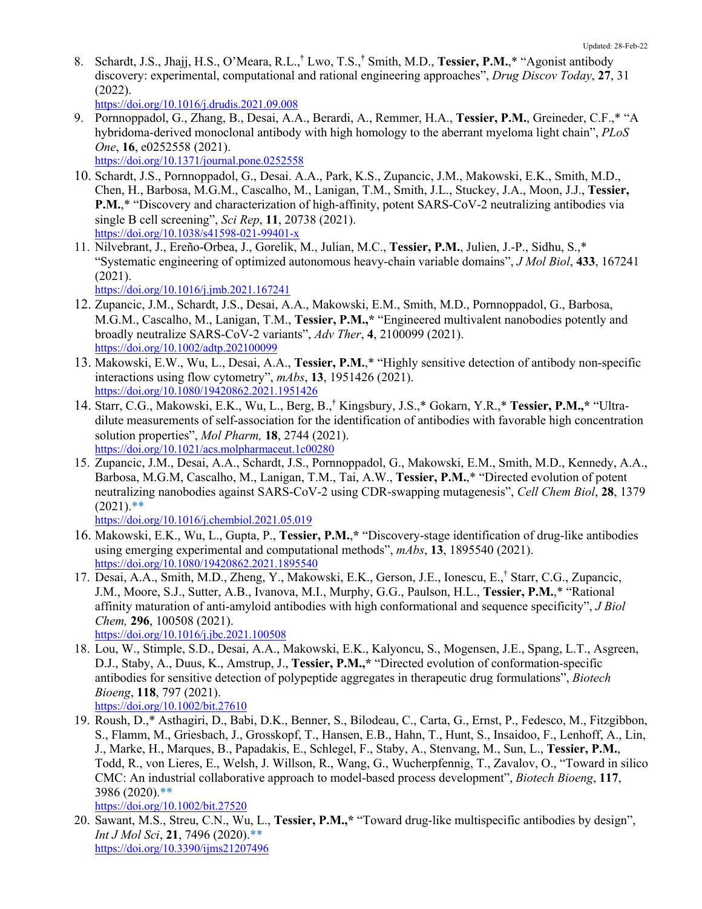8. Schardt, J.S., Jhajj, H.S., O'Meara, R.L.,[†] Lwo, T.S.,[†] Smith, M.D., **Tessier, P.M.**,* "Agonist antibody discovery: experimental, computational and rational engineering approaches", *Drug Discov Today*, **27**, 31 (2022).
   https://doi.org/10.1016/j.drudis.2021.09.008
9. Pornnoppadol, G., Zhang, B., Desai, A.A., Berardi, A., Remmer, H.A., **Tessier, P.M.**, Greineder, C.F.,* "A hybridoma-derived monoclonal antibody with high homology to the aberrant myeloma light chain", *PLoS One*, **16**, e0252558 (2021).
   https://doi.org/10.1371/journal.pone.0252558
10. Schardt, J.S., Pornnoppadol, G., Desai. A.A., Park, K.S., Zupancic, J.M., Makowski, E.K., Smith, M.D., Chen, H., Barbosa, M.G.M., Cascalho, M., Lanigan, T.M., Smith, J.L., Stuckey, J.A., Moon, J.J., **Tessier, P.M.**,* "Discovery and characterization of high-affinity, potent SARS-CoV-2 neutralizing antibodies via single B cell screening", *Sci Rep*, **11**, 20738 (2021).
    https://doi.org/10.1038/s41598-021-99401-x
11. Nilvebrant, J., Ereño-Orbea, J., Gorelik, M., Julian, M.C., **Tessier, P.M.**, Julien, J.-P., Sidhu, S.,* "Systematic engineering of optimized autonomous heavy-chain variable domains", *J Mol Biol*, **433**, 167241 (2021).
    https://doi.org/10.1016/j.jmb.2021.167241
12. Zupancic, J.M., Schardt, J.S., Desai, A.A., Makowski, E.M., Smith, M.D., Pornnoppadol, G., Barbosa, M.G.M., Cascalho, M., Lanigan, T.M., **Tessier, P.M.,*** "Engineered multivalent nanobodies potently and broadly neutralize SARS-CoV-2 variants", *Adv Ther*, **4**, 2100099 (2021).
    https://doi.org/10.1002/adtp.202100099
13. Makowski, E.W., Wu, L., Desai, A.A., **Tessier, P.M.**,* "Highly sensitive detection of antibody non-specific interactions using flow cytometry", *mAbs*, **13**, 1951426 (2021).
    https://doi.org/10.1080/19420862.2021.1951426
14. Starr, C.G., Makowski, E.K., Wu, L., Berg, B.,[†] Kingsbury, J.S.,* Gokarn, Y.R.,* **Tessier, P.M.,*** "Ultra-dilute measurements of self-association for the identification of antibodies with favorable high concentration solution properties", *Mol Pharm,* **18**, 2744 (2021).
    https://doi.org/10.1021/acs.molpharmaceut.1c00280
15. Zupancic, J.M., Desai, A.A., Schardt, J.S., Pornnoppadol, G., Makowski, E.M., Smith, M.D., Kennedy, A.A., Barbosa, M.G.M, Cascalho, M., Lanigan, T.M., Tai, A.W., **Tessier, P.M.**,* "Directed evolution of potent neutralizing nanobodies against SARS-CoV-2 using CDR-swapping mutagenesis", *Cell Chem Biol*, **28**, 1379 (2021).**
    https://doi.org/10.1016/j.chembiol.2021.05.019
16. Makowski, E.K., Wu, L., Gupta, P., **Tessier, P.M.,*** "Discovery-stage identification of drug-like antibodies using emerging experimental and computational methods", *mAbs*, **13**, 1895540 (2021).
    https://doi.org/10.1080/19420862.2021.1895540
17. Desai, A.A., Smith, M.D., Zheng, Y., Makowski, E.K., Gerson, J.E., Ionescu, E.,[†] Starr, C.G., Zupancic, J.M., Moore, S.J., Sutter, A.B., Ivanova, M.I., Murphy, G.G., Paulson, H.L., **Tessier, P.M.**,* "Rational affinity maturation of anti-amyloid antibodies with high conformational and sequence specificity", *J Biol Chem,* **296**, 100508 (2021).
    https://doi.org/10.1016/j.jbc.2021.100508
18. Lou, W., Stimple, S.D., Desai, A.A., Makowski, E.K., Kalyoncu, S., Mogensen, J.E., Spang, L.T., Asgreen, D.J., Staby, A., Duus, K., Amstrup, J., **Tessier, P.M.,*** "Directed evolution of conformation-specific antibodies for sensitive detection of polypeptide aggregates in therapeutic drug formulations", *Biotech Bioeng*, **118**, 797 (2021).
    https://doi.org/10.1002/bit.27610
19. Roush, D.,* Asthagiri, D., Babi, D.K., Benner, S., Bilodeau, C., Carta, G., Ernst, P., Fedesco, M., Fitzgibbon, S., Flamm, M., Griesbach, J., Grosskopf, T., Hansen, E.B., Hahn, T., Hunt, S., Insaidoo, F., Lenhoff, A., Lin, J., Marke, H., Marques, B., Papadakis, E., Schlegel, F., Staby, A., Stenvang, M., Sun, L., **Tessier, P.M.**, Todd, R., von Lieres, E., Welsh, J. Willson, R., Wang, G., Wucherpfennig, T., Zavalov, O., "Toward in silico CMC: An industrial collaborative approach to model-based process development", *Biotech Bioeng*, **117**, 3986 (2020).**
    https://doi.org/10.1002/bit.27520
20. Sawant, M.S., Streu, C.N., Wu, L., **Tessier, P.M.,*** "Toward drug-like multispecific antibodies by design", *Int J Mol Sci*, **21**, 7496 (2020).**
    https://doi.org/10.3390/ijms21207496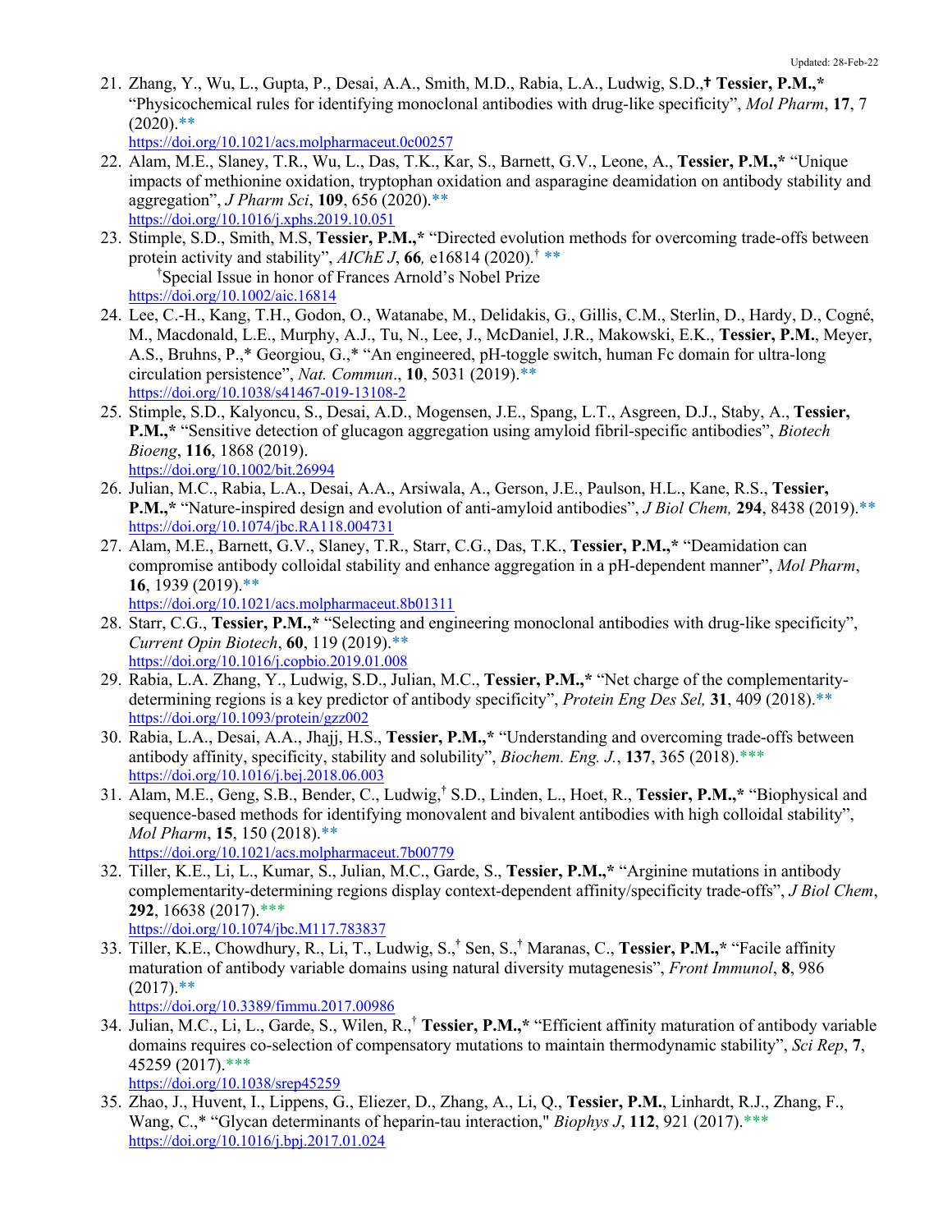21. Zhang, Y., Wu, L., Gupta, P., Desai, A.A., Smith, M.D., Rabia, L.A., Ludwig, S.D.,† **Tessier, P.M.,*** "Physicochemical rules for identifying monoclonal antibodies with drug-like specificity", *Mol Pharm*, **17**, 7 (2020).**
https://doi.org/10.1021/acs.molpharmaceut.0c00257
22. Alam, M.E., Slaney, T.R., Wu, L., Das, T.K., Kar, S., Barnett, G.V., Leone, A., **Tessier, P.M.,*** "Unique impacts of methionine oxidation, tryptophan oxidation and asparagine deamidation on antibody stability and aggregation", *J Pharm Sci*, **109**, 656 (2020).**
https://doi.org/10.1016/j.xphs.2019.10.051
23. Stimple, S.D., Smith, M.S, **Tessier, P.M.,*** "Directed evolution methods for overcoming trade-offs between protein activity and stability", *AIChE J*, **66**, e16814 (2020).† **
†Special Issue in honor of Frances Arnold's Nobel Prize
https://doi.org/10.1002/aic.16814
24. Lee, C.-H., Kang, T.H., Godon, O., Watanabe, M., Delidakis, G., Gillis, C.M., Sterlin, D., Hardy, D., Cogné, M., Macdonald, L.E., Murphy, A.J., Tu, N., Lee, J., McDaniel, J.R., Makowski, E.K., **Tessier, P.M.**, Meyer, A.S., Bruhns, P.,* Georgiou, G.,* "An engineered, pH-toggle switch, human Fc domain for ultra-long circulation persistence", *Nat. Commun*., **10**, 5031 (2019).**
https://doi.org/10.1038/s41467-019-13108-2
25. Stimple, S.D., Kalyoncu, S., Desai, A.D., Mogensen, J.E., Spang, L.T., Asgreen, D.J., Staby, A., **Tessier, P.M.,*** "Sensitive detection of glucagon aggregation using amyloid fibril-specific antibodies", *Biotech Bioeng*, **116**, 1868 (2019).
https://doi.org/10.1002/bit.26994
26. Julian, M.C., Rabia, L.A., Desai, A.A., Arsiwala, A., Gerson, J.E., Paulson, H.L., Kane, R.S., **Tessier, P.M.,*** "Nature-inspired design and evolution of anti-amyloid antibodies", *J Biol Chem,* **294**, 8438 (2019).**
https://doi.org/10.1074/jbc.RA118.004731
27. Alam, M.E., Barnett, G.V., Slaney, T.R., Starr, C.G., Das, T.K., **Tessier, P.M.,*** "Deamidation can compromise antibody colloidal stability and enhance aggregation in a pH-dependent manner", *Mol Pharm*, **16**, 1939 (2019).**
https://doi.org/10.1021/acs.molpharmaceut.8b01311
28. Starr, C.G., **Tessier, P.M.,*** "Selecting and engineering monoclonal antibodies with drug-like specificity", *Current Opin Biotech*, **60**, 119 (2019).**
https://doi.org/10.1016/j.copbio.2019.01.008
29. Rabia, L.A. Zhang, Y., Ludwig, S.D., Julian, M.C., **Tessier, P.M.,*** "Net charge of the complementarity-determining regions is a key predictor of antibody specificity", *Protein Eng Des Sel,* **31**, 409 (2018).**
https://doi.org/10.1093/protein/gzz002
30. Rabia, L.A., Desai, A.A., Jhajj, H.S., **Tessier, P.M.,*** "Understanding and overcoming trade-offs between antibody affinity, specificity, stability and solubility", *Biochem. Eng. J.*, **137**, 365 (2018).***
https://doi.org/10.1016/j.bej.2018.06.003
31. Alam, M.E., Geng, S.B., Bender, C., Ludwig,† S.D., Linden, L., Hoet, R., **Tessier, P.M.,*** "Biophysical and sequence-based methods for identifying monovalent and bivalent antibodies with high colloidal stability", *Mol Pharm*, **15**, 150 (2018).**
https://doi.org/10.1021/acs.molpharmaceut.7b00779
32. Tiller, K.E., Li, L., Kumar, S., Julian, M.C., Garde, S., **Tessier, P.M.,*** "Arginine mutations in antibody complementarity-determining regions display context-dependent affinity/specificity trade-offs", *J Biol Chem*, **292**, 16638 (2017).***
https://doi.org/10.1074/jbc.M117.783837
33. Tiller, K.E., Chowdhury, R., Li, T., Ludwig, S.,† Sen, S.,† Maranas, C., **Tessier, P.M.,*** "Facile affinity maturation of antibody variable domains using natural diversity mutagenesis", *Front Immunol*, **8**, 986 (2017).**
https://doi.org/10.3389/fimmu.2017.00986
34. Julian, M.C., Li, L., Garde, S., Wilen, R.,† **Tessier, P.M.,*** "Efficient affinity maturation of antibody variable domains requires co-selection of compensatory mutations to maintain thermodynamic stability", *Sci Rep*, **7**, 45259 (2017).***
https://doi.org/10.1038/srep45259
35. Zhao, J., Huvent, I., Lippens, G., Eliezer, D., Zhang, A., Li, Q., **Tessier, P.M.**, Linhardt, R.J., Zhang, F., Wang, C.,* "Glycan determinants of heparin-tau interaction," *Biophys J*, **112**, 921 (2017).***
https://doi.org/10.1016/j.bpj.2017.01.024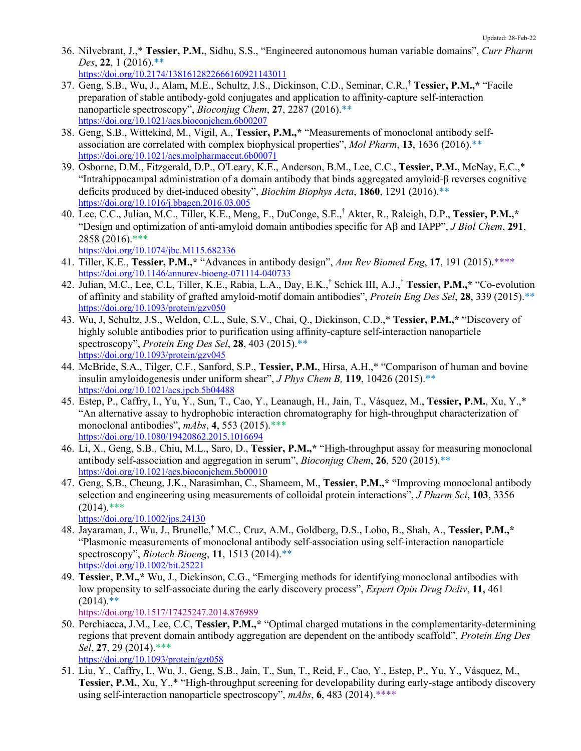36. Nilvebrant, J.,* **Tessier, P.M.**, Sidhu, S.S., "Engineered autonomous human variable domains", *Curr Pharm Des*, **22**, 1 (2016).**
https://doi.org/10.2174/1381612822666160921143011
37. Geng, S.B., Wu, J., Alam, M.E., Schultz, J.S., Dickinson, C.D., Seminar, C.R.,[†] **Tessier, P.M.,*** "Facile preparation of stable antibody-gold conjugates and application to affinity-capture self-interaction nanoparticle spectroscopy", *Bioconjug Chem*, **27**, 2287 (2016).**
https://doi.org/10.1021/acs.bioconjchem.6b00207
38. Geng, S.B., Wittekind, M., Vigil, A., **Tessier, P.M.,*** "Measurements of monoclonal antibody self-association are correlated with complex biophysical properties", *Mol Pharm*, **13**, 1636 (2016).**
https://doi.org/10.1021/acs.molpharmaceut.6b00071
39. Osborne, D.M., Fitzgerald, D.P., O'Leary, K.E., Anderson, B.M., Lee, C.C., **Tessier, P.M.**, McNay, E.C.,* "Intrahippocampal administration of a domain antibody that binds aggregated amyloid-β reverses cognitive deficits produced by diet-induced obesity", *Biochim Biophys Acta*, **1860**, 1291 (2016).**
https://doi.org/10.1016/j.bbagen.2016.03.005
40. Lee, C.C., Julian, M.C., Tiller, K.E., Meng, F., DuConge, S.E.,[†] Akter, R., Raleigh, D.P., **Tessier, P.M.,*** "Design and optimization of anti-amyloid domain antibodies specific for Aβ and IAPP", *J Biol Chem*, **291**, 2858 (2016).***
https://doi.org/10.1074/jbc.M115.682336
41. Tiller, K.E., **Tessier, P.M.,*** "Advances in antibody design", *Ann Rev Biomed Eng*, **17**, 191 (2015).****
https://doi.org/10.1146/annurev-bioeng-071114-040733
42. Julian, M.C., Lee, C.L, Tiller, K.E., Rabia, L.A., Day, E.K.,[†] Schick III, A.J.,[†] **Tessier, P.M.,*** "Co-evolution of affinity and stability of grafted amyloid-motif domain antibodies", *Protein Eng Des Sel*, **28**, 339 (2015).**
https://doi.org/10.1093/protein/gzv050
43. Wu, J, Schultz, J.S., Weldon, C.L., Sule, S.V., Chai, Q., Dickinson, C.D.,* **Tessier, P.M.,*** "Discovery of highly soluble antibodies prior to purification using affinity-capture self-interaction nanoparticle spectroscopy", *Protein Eng Des Sel*, **28**, 403 (2015).**
https://doi.org/10.1093/protein/gzv045
44. McBride, S.A., Tilger, C.F., Sanford, S.P., **Tessier, P.M.**, Hirsa, A.H.,* "Comparison of human and bovine insulin amyloidogenesis under uniform shear", *J Phys Chem B,* **119**, 10426 (2015).**
https://doi.org/10.1021/acs.jpcb.5b04488
45. Estep, P., Caffry, I., Yu, Y., Sun, T., Cao, Y., Leanaugh, H., Jain, T., Vásquez, M., **Tessier, P.M.**, Xu, Y.,* "An alternative assay to hydrophobic interaction chromatography for high-throughput characterization of monoclonal antibodies", *mAbs*, **4**, 553 (2015).***
https://doi.org/10.1080/19420862.2015.1016694
46. Li, X., Geng, S.B., Chiu, M.L., Saro, D., **Tessier, P.M.,*** "High-throughput assay for measuring monoclonal antibody self-association and aggregation in serum", *Bioconjug Chem*, **26**, 520 (2015).**
https://doi.org/10.1021/acs.bioconjchem.5b00010
47. Geng, S.B., Cheung, J.K., Narasimhan, C., Shameem, M., **Tessier, P.M.,*** "Improving monoclonal antibody selection and engineering using measurements of colloidal protein interactions", *J Pharm Sci*, **103**, 3356 (2014).***
https://doi.org/10.1002/jps.24130
48. Jayaraman, J., Wu, J., Brunelle,[†] M.C., Cruz, A.M., Goldberg, D.S., Lobo, B., Shah, A., **Tessier, P.M.,*** "Plasmonic measurements of monoclonal antibody self-association using self-interaction nanoparticle spectroscopy", *Biotech Bioeng*, **11**, 1513 (2014).**
https://doi.org/10.1002/bit.25221
49. **Tessier, P.M.,*** Wu, J., Dickinson, C.G., "Emerging methods for identifying monoclonal antibodies with low propensity to self-associate during the early discovery process", *Expert Opin Drug Deliv*, **11**, 461 (2014).**
https://doi.org/10.1517/17425247.2014.876989
50. Perchiacca, J.M., Lee, C.C, **Tessier, P.M.,*** "Optimal charged mutations in the complementarity-determining regions that prevent domain antibody aggregation are dependent on the antibody scaffold", *Protein Eng Des Sel*, **27**, 29 (2014).***
https://doi.org/10.1093/protein/gzt058
51. Liu, Y., Caffry, I., Wu, J., Geng, S.B., Jain, T., Sun, T., Reid, F., Cao, Y., Estep, P., Yu, Y., Vásquez, M., **Tessier, P.M.**, Xu, Y.,* "High-throughput screening for developability during early-stage antibody discovery using self-interaction nanoparticle spectroscopy", *mAbs*, **6**, 483 (2014).****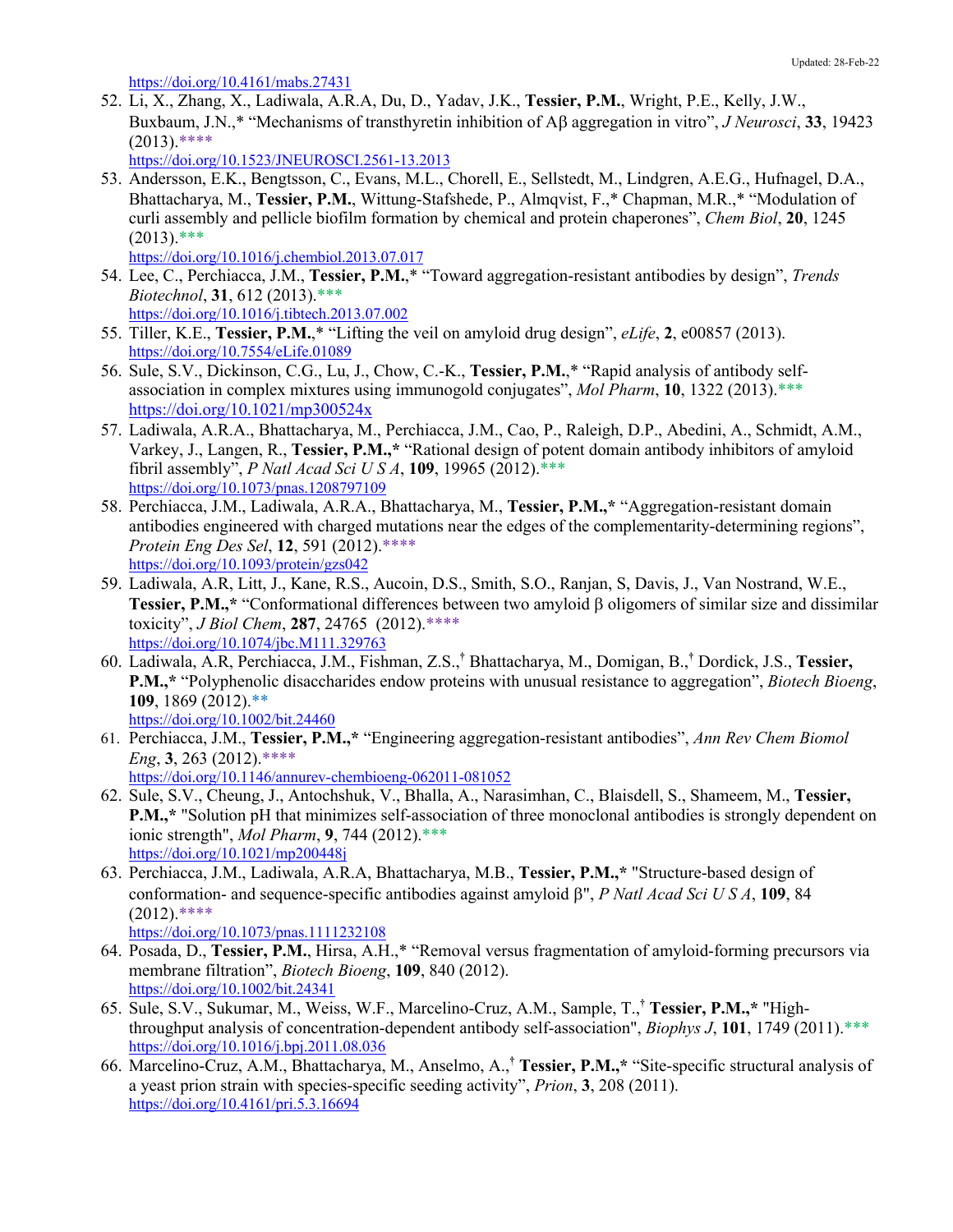https://doi.org/10.4161/mabs.27431

52. Li, X., Zhang, X., Ladiwala, A.R.A, Du, D., Yadav, J.K., **Tessier, P.M.**, Wright, P.E., Kelly, J.W., Buxbaum, J.N.,* "Mechanisms of transthyretin inhibition of Aβ aggregation in vitro", *J Neurosci*, **33**, 19423 (2013).****
https://doi.org/10.1523/JNEUROSCI.2561-13.2013
53. Andersson, E.K., Bengtsson, C., Evans, M.L., Chorell, E., Sellstedt, M., Lindgren, A.E.G., Hufnagel, D.A., Bhattacharya, M., **Tessier, P.M.**, Wittung-Stafshede, P., Almqvist, F.,* Chapman, M.R.,* "Modulation of curli assembly and pellicle biofilm formation by chemical and protein chaperones", *Chem Biol*, **20**, 1245 (2013).***
https://doi.org/10.1016/j.chembiol.2013.07.017
54. Lee, C., Perchiacca, J.M., **Tessier, P.M.**,* "Toward aggregation-resistant antibodies by design", *Trends Biotechnol*, **31**, 612 (2013).***
https://doi.org/10.1016/j.tibtech.2013.07.002
55. Tiller, K.E., **Tessier, P.M.**,* "Lifting the veil on amyloid drug design", *eLife*, **2**, e00857 (2013).
https://doi.org/10.7554/eLife.01089
56. Sule, S.V., Dickinson, C.G., Lu, J., Chow, C.-K., **Tessier, P.M.**,* "Rapid analysis of antibody self-association in complex mixtures using immunogold conjugates", *Mol Pharm*, **10**, 1322 (2013).***
https://doi.org/10.1021/mp300524x
57. Ladiwala, A.R.A., Bhattacharya, M., Perchiacca, J.M., Cao, P., Raleigh, D.P., Abedini, A., Schmidt, A.M., Varkey, J., Langen, R., **Tessier, P.M.,*** "Rational design of potent domain antibody inhibitors of amyloid fibril assembly", *P Natl Acad Sci U S A*, **109**, 19965 (2012).***
https://doi.org/10.1073/pnas.1208797109
58. Perchiacca, J.M., Ladiwala, A.R.A., Bhattacharya, M., **Tessier, P.M.,*** "Aggregation-resistant domain antibodies engineered with charged mutations near the edges of the complementarity-determining regions", *Protein Eng Des Sel*, **12**, 591 (2012).****
https://doi.org/10.1093/protein/gzs042
59. Ladiwala, A.R, Litt, J., Kane, R.S., Aucoin, D.S., Smith, S.O., Ranjan, S, Davis, J., Van Nostrand, W.E., **Tessier, P.M.,*** "Conformational differences between two amyloid β oligomers of similar size and dissimilar toxicity", *J Biol Chem*, **287**, 24765 (2012).****
https://doi.org/10.1074/jbc.M111.329763
60. Ladiwala, A.R, Perchiacca, J.M., Fishman, Z.S.,[†] Bhattacharya, M., Domigan, B.,[†] Dordick, J.S., **Tessier, P.M.,*** "Polyphenolic disaccharides endow proteins with unusual resistance to aggregation", *Biotech Bioeng*, **109**, 1869 (2012).**
https://doi.org/10.1002/bit.24460
61. Perchiacca, J.M., **Tessier, P.M.,*** "Engineering aggregation-resistant antibodies", *Ann Rev Chem Biomol Eng*, **3**, 263 (2012).****
https://doi.org/10.1146/annurev-chembioeng-062011-081052
62. Sule, S.V., Cheung, J., Antochshuk, V., Bhalla, A., Narasimhan, C., Blaisdell, S., Shameem, M., **Tessier, P.M.,*** "Solution pH that minimizes self-association of three monoclonal antibodies is strongly dependent on ionic strength", *Mol Pharm*, **9**, 744 (2012).***
https://doi.org/10.1021/mp200448j
63. Perchiacca, J.M., Ladiwala, A.R.A, Bhattacharya, M.B., **Tessier, P.M.,*** "Structure-based design of conformation- and sequence-specific antibodies against amyloid β", *P Natl Acad Sci U S A*, **109**, 84 (2012).****
https://doi.org/10.1073/pnas.1111232108
64. Posada, D., **Tessier, P.M.**, Hirsa, A.H.,* "Removal versus fragmentation of amyloid-forming precursors via membrane filtration", *Biotech Bioeng*, **109**, 840 (2012).
https://doi.org/10.1002/bit.24341
65. Sule, S.V., Sukumar, M., Weiss, W.F., Marcelino-Cruz, A.M., Sample, T.,[†] **Tessier, P.M.,*** "High-throughput analysis of concentration-dependent antibody self-association", *Biophys J*, **101**, 1749 (2011).***
https://doi.org/10.1016/j.bpj.2011.08.036
66. Marcelino-Cruz, A.M., Bhattacharya, M., Anselmo, A.,[†] **Tessier, P.M.,*** "Site-specific structural analysis of a yeast prion strain with species-specific seeding activity", *Prion*, **3**, 208 (2011).
https://doi.org/10.4161/pri.5.3.16694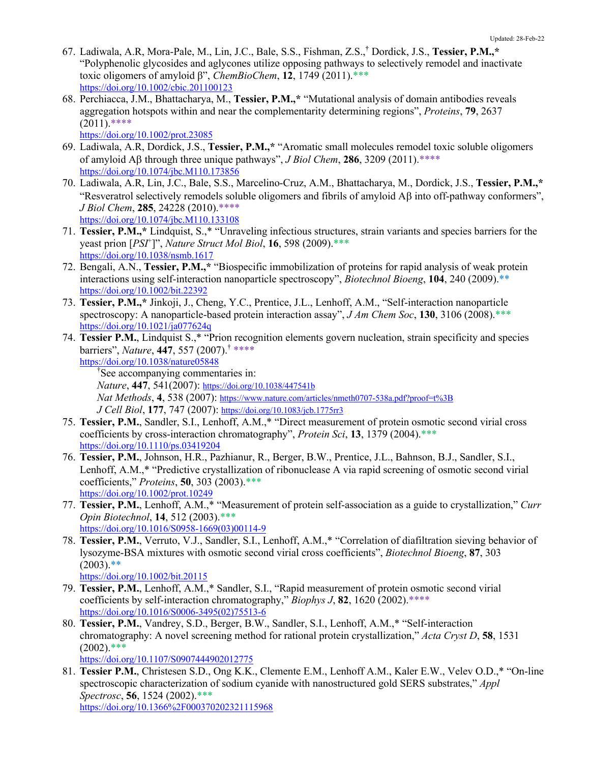67. Ladiwala, A.R, Mora-Pale, M., Lin, J.C., Bale, S.S., Fishman, Z.S.,† Dordick, J.S., **Tessier, P.M.,*** "Polyphenolic glycosides and aglycones utilize opposing pathways to selectively remodel and inactivate toxic oligomers of amyloid β", *ChemBioChem*, **12**, 1749 (2011).***
https://doi.org/10.1002/cbic.201100123
68. Perchiacca, J.M., Bhattacharya, M., **Tessier, P.M.,*** "Mutational analysis of domain antibodies reveals aggregation hotspots within and near the complementarity determining regions", *Proteins*, **79**, 2637 (2011).****
https://doi.org/10.1002/prot.23085
69. Ladiwala, A.R, Dordick, J.S., **Tessier, P.M.,*** "Aromatic small molecules remodel toxic soluble oligomers of amyloid Aβ through three unique pathways", *J Biol Chem*, **286**, 3209 (2011).****
https://doi.org/10.1074/jbc.M110.173856
70. Ladiwala, A.R, Lin, J.C., Bale, S.S., Marcelino-Cruz, A.M., Bhattacharya, M., Dordick, J.S., **Tessier, P.M.,*** "Resveratrol selectively remodels soluble oligomers and fibrils of amyloid Aβ into off-pathway conformers", *J Biol Chem*, **285**, 24228 (2010).****
https://doi.org/10.1074/jbc.M110.133108
71. **Tessier, P.M.,*** Lindquist, S.,* "Unraveling infectious structures, strain variants and species barriers for the yeast prion [*PSI*[+]]", *Nature Struct Mol Biol*, **16**, 598 (2009).***
https://doi.org/10.1038/nsmb.1617
72. Bengali, A.N., **Tessier, P.M.,*** "Biospecific immobilization of proteins for rapid analysis of weak protein interactions using self-interaction nanoparticle spectroscopy", *Biotechnol Bioeng*, **104**, 240 (2009).**
https://doi.org/10.1002/bit.22392
73. **Tessier, P.M.,*** Jinkoji, J., Cheng, Y.C., Prentice, J.L., Lenhoff, A.M., "Self-interaction nanoparticle spectroscopy: A nanoparticle-based protein interaction assay", *J Am Chem Soc*, **130**, 3106 (2008).***
https://doi.org/10.1021/ja077624q
74. **Tessier P.M.**, Lindquist S.,* "Prion recognition elements govern nucleation, strain specificity and species barriers", *Nature*, **447**, 557 (2007).† ****
https://doi.org/10.1038/nature05848
   †See accompanying commentaries in:
   *Nature*, **447**, 541(2007): https://doi.org/10.1038/447541b
   *Nat Methods*, **4**, 538 (2007): https://www.nature.com/articles/nmeth0707-538a.pdf?proof=t%3B
   *J Cell Biol*, **177**, 747 (2007): https://doi.org/10.1083/jcb.1775rr3
75. **Tessier, P.M.**, Sandler, S.I., Lenhoff, A.M.,* "Direct measurement of protein osmotic second virial cross coefficients by cross-interaction chromatography", *Protein Sci*, **13**, 1379 (2004).***
https://doi.org/10.1110/ps.03419204
76. **Tessier, P.M.**, Johnson, H.R., Pazhianur, R., Berger, B.W., Prentice, J.L., Bahnson, B.J., Sandler, S.I., Lenhoff, A.M.,* "Predictive crystallization of ribonuclease A via rapid screening of osmotic second virial coefficients," *Proteins*, **50**, 303 (2003).***
https://doi.org/10.1002/prot.10249
77. **Tessier, P.M.**, Lenhoff, A.M.,* "Measurement of protein self-association as a guide to crystallization," *Curr Opin Biotechnol*, **14**, 512 (2003).***
https://doi.org/10.1016/S0958-1669(03)00114-9
78. **Tessier, P.M.**, Verruto, V.J., Sandler, S.I., Lenhoff, A.M.,* "Correlation of diafiltration sieving behavior of lysozyme-BSA mixtures with osmotic second virial cross coefficients", *Biotechnol Bioeng*, **87**, 303 (2003).**
https://doi.org/10.1002/bit.20115
79. **Tessier, P.M.**, Lenhoff, A.M.,* Sandler, S.I., "Rapid measurement of protein osmotic second virial coefficients by self-interaction chromatography," *Biophys J*, **82**, 1620 (2002).****
https://doi.org/10.1016/S0006-3495(02)75513-6
80. **Tessier, P.M.**, Vandrey, S.D., Berger, B.W., Sandler, S.I., Lenhoff, A.M.,* "Self-interaction chromatography: A novel screening method for rational protein crystallization," *Acta Cryst D*, **58**, 1531 (2002).***
https://doi.org/10.1107/S0907444902012775
81. **Tessier P.M.**, Christesen S.D., Ong K.K., Clemente E.M., Lenhoff A.M., Kaler E.W., Velev O.D.,* "On-line spectroscopic characterization of sodium cyanide with nanostructured gold SERS substrates," *Appl Spectrosc*, **56**, 1524 (2002).***
https://doi.org/10.1366%2F000370202321115968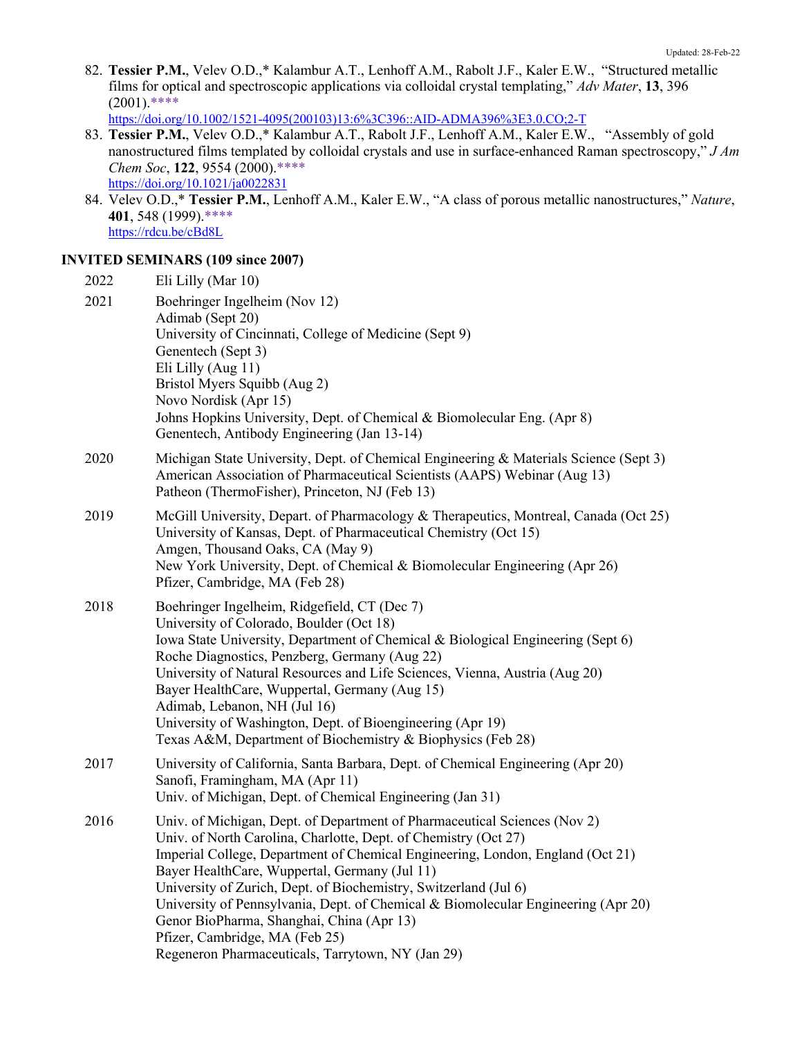82. **Tessier P.M.**, Velev O.D.,* Kalambur A.T., Lenhoff A.M., Rabolt J.F., Kaler E.W., "Structured metallic films for optical and spectroscopic applications via colloidal crystal templating," *Adv Mater*, **13**, 396 (2001).****
https://doi.org/10.1002/1521-4095(200103)13:6%3C396::AID-ADMA396%3E3.0.CO;2-T
83. **Tessier P.M.**, Velev O.D.,* Kalambur A.T., Rabolt J.F., Lenhoff A.M., Kaler E.W., "Assembly of gold nanostructured films templated by colloidal crystals and use in surface-enhanced Raman spectroscopy," *J Am Chem Soc*, **122**, 9554 (2000).****
https://doi.org/10.1021/ja0022831
84. Velev O.D.,* **Tessier P.M.**, Lenhoff A.M., Kaler E.W., "A class of porous metallic nanostructures," *Nature*, **401**, 548 (1999).****
https://rdcu.be/cBd8L

### INVITED SEMINARS (109 since 2007)

**2022**
- Eli Lilly (Mar 10)

**2021**
- Boehringer Ingelheim (Nov 12)
- Adimab (Sept 20)
- University of Cincinnati, College of Medicine (Sept 9)
- Genentech (Sept 3)
- Eli Lilly (Aug 11)
- Bristol Myers Squibb (Aug 2)
- Novo Nordisk (Apr 15)
- Johns Hopkins University, Dept. of Chemical & Biomolecular Eng. (Apr 8)
- Genentech, Antibody Engineering (Jan 13-14)

**2020**
- Michigan State University, Dept. of Chemical Engineering & Materials Science (Sept 3)
- American Association of Pharmaceutical Scientists (AAPS) Webinar (Aug 13)
- Patheon (ThermoFisher), Princeton, NJ (Feb 13)

**2019**
- McGill University, Depart. of Pharmacology & Therapeutics, Montreal, Canada (Oct 25)
- University of Kansas, Dept. of Pharmaceutical Chemistry (Oct 15)
- Amgen, Thousand Oaks, CA (May 9)
- New York University, Dept. of Chemical & Biomolecular Engineering (Apr 26)
- Pfizer, Cambridge, MA (Feb 28)

**2018**
- Boehringer Ingelheim, Ridgefield, CT (Dec 7)
- University of Colorado, Boulder (Oct 18)
- Iowa State University, Department of Chemical & Biological Engineering (Sept 6)
- Roche Diagnostics, Penzberg, Germany (Aug 22)
- University of Natural Resources and Life Sciences, Vienna, Austria (Aug 20)
- Bayer HealthCare, Wuppertal, Germany (Aug 15)
- Adimab, Lebanon, NH (Jul 16)
- University of Washington, Dept. of Bioengineering (Apr 19)
- Texas A&M, Department of Biochemistry & Biophysics (Feb 28)

**2017**
- University of California, Santa Barbara, Dept. of Chemical Engineering (Apr 20)
- Sanofi, Framingham, MA (Apr 11)
- Univ. of Michigan, Dept. of Chemical Engineering (Jan 31)

**2016**
- Univ. of Michigan, Dept. of Department of Pharmaceutical Sciences (Nov 2)
- Univ. of North Carolina, Charlotte, Dept. of Chemistry (Oct 27)
- Imperial College, Department of Chemical Engineering, London, England (Oct 21)
- Bayer HealthCare, Wuppertal, Germany (Jul 11)
- University of Zurich, Dept. of Biochemistry, Switzerland (Jul 6)
- University of Pennsylvania, Dept. of Chemical & Biomolecular Engineering (Apr 20)
- Genor BioPharma, Shanghai, China (Apr 13)
- Pfizer, Cambridge, MA (Feb 25)
- Regeneron Pharmaceuticals, Tarrytown, NY (Jan 29)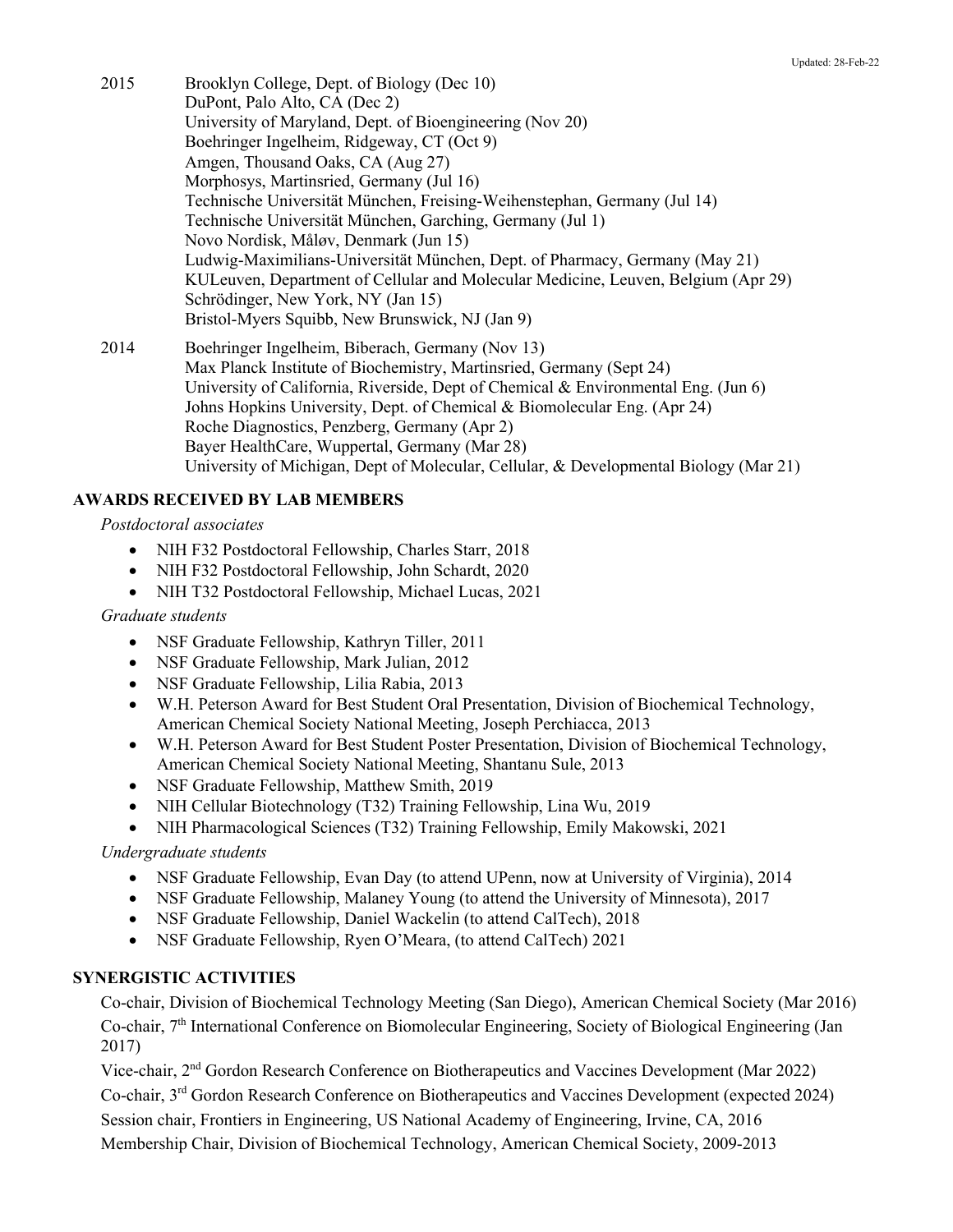2015 Brooklyn College, Dept. of Biology (Dec 10)
DuPont, Palo Alto, CA (Dec 2)
University of Maryland, Dept. of Bioengineering (Nov 20)
Boehringer Ingelheim, Ridgeway, CT (Oct 9)
Amgen, Thousand Oaks, CA (Aug 27)
Morphosys, Martinsried, Germany (Jul 16)
Technische Universität München, Freising-Weihenstephan, Germany (Jul 14)
Technische Universität München, Garching, Germany (Jul 1)
Novo Nordisk, Måløv, Denmark (Jun 15)
Ludwig-Maximilians-Universität München, Dept. of Pharmacy, Germany (May 21)
KULeuven, Department of Cellular and Molecular Medicine, Leuven, Belgium (Apr 29)
Schrödinger, New York, NY (Jan 15)
Bristol-Myers Squibb, New Brunswick, NJ (Jan 9)

2014 Boehringer Ingelheim, Biberach, Germany (Nov 13)
Max Planck Institute of Biochemistry, Martinsried, Germany (Sept 24)
University of California, Riverside, Dept of Chemical & Environmental Eng. (Jun 6)
Johns Hopkins University, Dept. of Chemical & Biomolecular Eng. (Apr 24)
Roche Diagnostics, Penzberg, Germany (Apr 2)
Bayer HealthCare, Wuppertal, Germany (Mar 28)
University of Michigan, Dept of Molecular, Cellular, & Developmental Biology (Mar 21)

## AWARDS RECEIVED BY LAB MEMBERS

*Postdoctoral associates*

- NIH F32 Postdoctoral Fellowship, Charles Starr, 2018
- NIH F32 Postdoctoral Fellowship, John Schardt, 2020
- NIH T32 Postdoctoral Fellowship, Michael Lucas, 2021

*Graduate students*

- NSF Graduate Fellowship, Kathryn Tiller, 2011
- NSF Graduate Fellowship, Mark Julian, 2012
- NSF Graduate Fellowship, Lilia Rabia, 2013
- W.H. Peterson Award for Best Student Oral Presentation, Division of Biochemical Technology, American Chemical Society National Meeting, Joseph Perchiacca, 2013
- W.H. Peterson Award for Best Student Poster Presentation, Division of Biochemical Technology, American Chemical Society National Meeting, Shantanu Sule, 2013
- NSF Graduate Fellowship, Matthew Smith, 2019
- NIH Cellular Biotechnology (T32) Training Fellowship, Lina Wu, 2019
- NIH Pharmacological Sciences (T32) Training Fellowship, Emily Makowski, 2021

*Undergraduate students*

- NSF Graduate Fellowship, Evan Day (to attend UPenn, now at University of Virginia), 2014
- NSF Graduate Fellowship, Malaney Young (to attend the University of Minnesota), 2017
- NSF Graduate Fellowship, Daniel Wackelin (to attend CalTech), 2018
- NSF Graduate Fellowship, Ryen O'Meara, (to attend CalTech) 2021

## SYNERGISTIC ACTIVITIES

Co-chair, Division of Biochemical Technology Meeting (San Diego), American Chemical Society (Mar 2016)

Co-chair, 7th International Conference on Biomolecular Engineering, Society of Biological Engineering (Jan 2017)

Vice-chair, 2nd Gordon Research Conference on Biotherapeutics and Vaccines Development (Mar 2022)

Co-chair, 3rd Gordon Research Conference on Biotherapeutics and Vaccines Development (expected 2024)

Session chair, Frontiers in Engineering, US National Academy of Engineering, Irvine, CA, 2016

Membership Chair, Division of Biochemical Technology, American Chemical Society, 2009-2013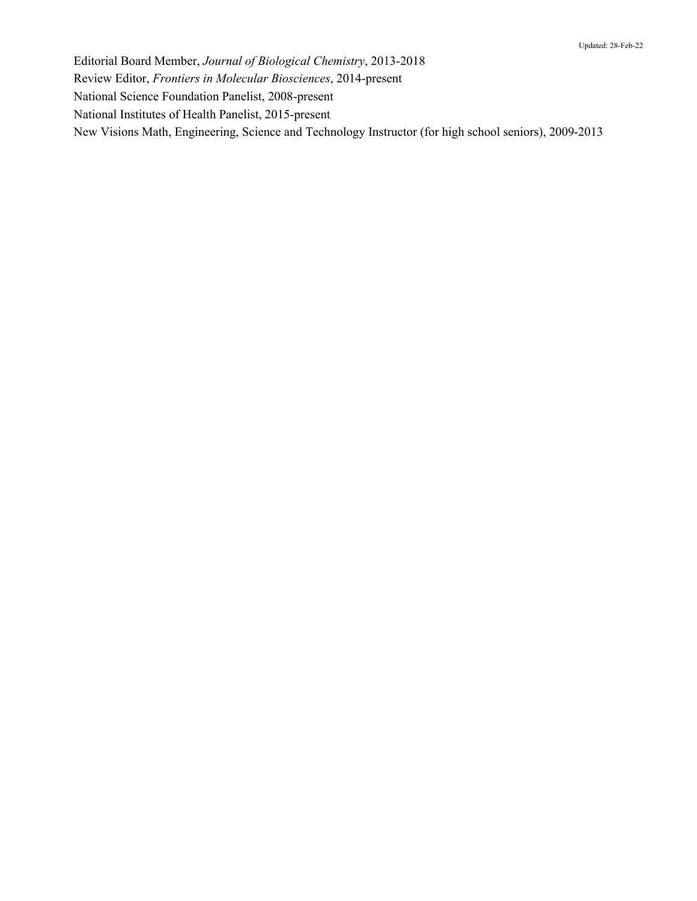Editorial Board Member, *Journal of Biological Chemistry*, 2013-2018

Review Editor, *Frontiers in Molecular Biosciences*, 2014-present

National Science Foundation Panelist, 2008-present

National Institutes of Health Panelist, 2015-present

New Visions Math, Engineering, Science and Technology Instructor (for high school seniors), 2009-2013